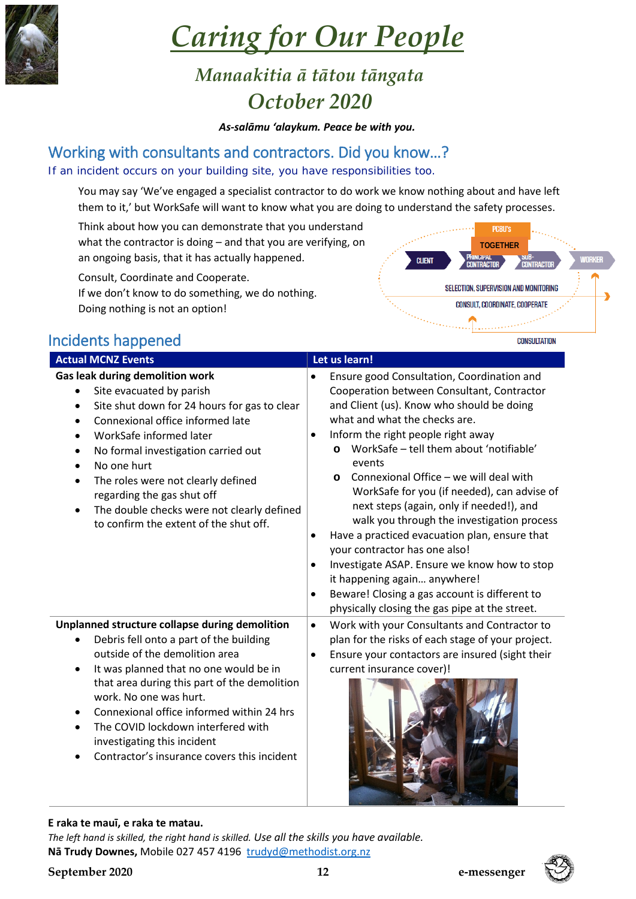# *Caring for Our People*

## *Manaakitia ā tātou tāngata*

## *October 2020*

***As-salāmu 'alaykum. Peace be with you.***

## Working with consultants and contractors. Did you know…?

If an incident occurs on your building site, you have responsibilities too.

You may say 'We've engaged a specialist contractor to do work we know nothing about and have left them to it,' but WorkSafe will want to know what you are doing to understand the safety processes.

Think about how you can demonstrate that you understand what the contractor is doing – and that you are verifying, on an ongoing basis, that it has actually happened.

Consult, Coordinate and Cooperate.
If we don't know to do something, we do nothing.
Doing nothing is not an option!

## Incidents happened

| Actual MCNZ Events | Let us learn! |
|---|---|
| **Gas leak during demolition work**<br>• Site evacuated by parish<br>• Site shut down for 24 hours for gas to clear<br>• Connexional office informed late<br>• WorkSafe informed later<br>• No formal investigation carried out<br>• No one hurt<br>• The roles were not clearly defined regarding the gas shut off<br>• The double checks were not clearly defined to confirm the extent of the shut off. | • Ensure good Consultation, Coordination and Cooperation between Consultant, Contractor and Client (us). Know who should be doing what and what the checks are.<br>• Inform the right people right away<br>  o WorkSafe – tell them about 'notifiable' events<br>  o Connexional Office – we will deal with WorkSafe for you (if needed), can advise of next steps (again, only if needed!), and walk you through the investigation process<br>• Have a practiced evacuation plan, ensure that your contractor has one also!<br>• Investigate ASAP. Ensure we know how to stop it happening again… anywhere!<br>• Beware! Closing a gas account is different to physically closing the gas pipe at the street. |
| **Unplanned structure collapse during demolition**<br>• Debris fell onto a part of the building outside of the demolition area<br>• It was planned that no one would be in that area during this part of the demolition work. No one was hurt.<br>• Connexional office informed within 24 hrs<br>• The COVID lockdown interfered with investigating this incident<br>• Contractor's insurance covers this incident | • Work with your Consultants and Contractor to plan for the risks of each stage of your project.<br>• Ensure your contactors are insured (sight their current insurance cover)! |

**E raka te mauī, e raka te matau.**

*The left hand is skilled, the right hand is skilled.* *Use all the skills you have available.*

**Nā Trudy Downes,** Mobile 027 457 4196 [trudyd@methodist.org.nz](mailto:trudyd@methodist.org.nz)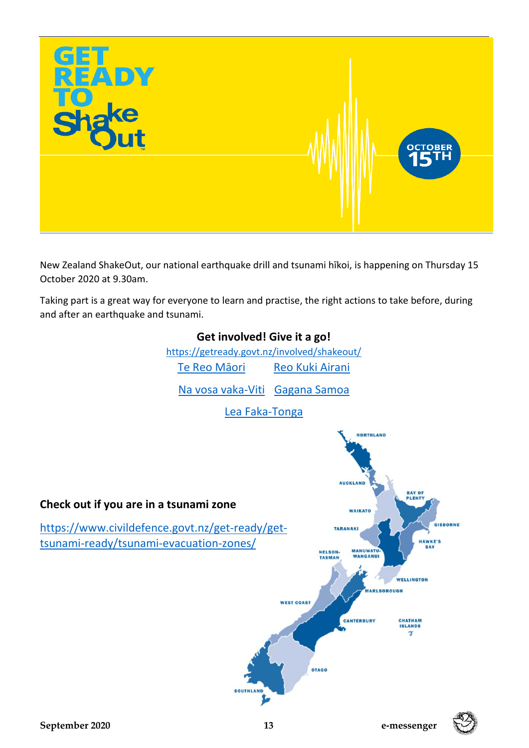# GET READY TO ShakeOut

OCTOBER 15TH

New Zealand ShakeOut, our national earthquake drill and tsunami hīkoi, is happening on Thursday 15 October 2020 at 9.30am.

Taking part is a great way for everyone to learn and practise, the right actions to take before, during and after an earthquake and tsunami.

**Get involved! Give it a go!**

https://getready.govt.nz/involved/shakeout/

Te Reo Māori Reo Kuki Airani

Na vosa vaka-Viti Gagana Samoa

Lea Faka-Tonga

**Check out if you are in a tsunami zone**

https://www.civildefence.govt.nz/get-ready/get-tsunami-ready/tsunami-evacuation-zones/

NORTHLAND
AUCKLAND
WAIKATO
BAY OF PLENTY
GISBORNE
TARANAKI
HAWKE'S BAY
MANAWATU-WANGANUI
NELSON-TASMAN
WELLINGTON
MARLBOROUGH
WEST COAST
CANTERBURY
CHATHAM ISLANDS
OTAGO
SOUTHLAND